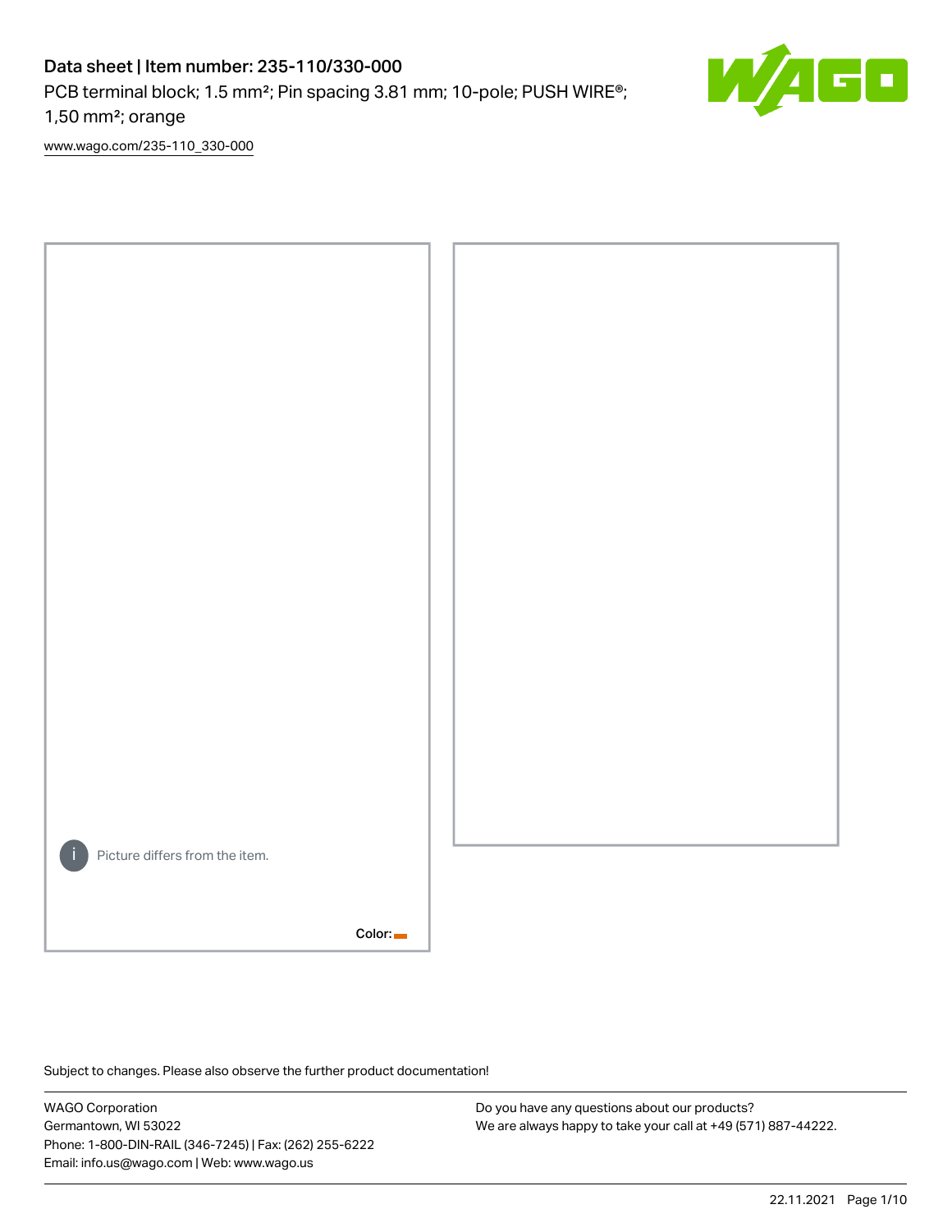# Data sheet | Item number: 235-110/330-000

PCB terminal block; 1.5 mm²; Pin spacing 3.81 mm; 10-pole; PUSH WIRE®; 1,50 mm²; orange

www.wago.com/235-110_330-000

Picture differs from the item.

Color:

Subject to changes. Please also observe the further product documentation!

WAGO Corporation
Germantown, WI 53022
Phone: 1-800-DIN-RAIL (346-7245) | Fax: (262) 255-6222
Email: info.us@wago.com | Web: www.wago.us

Do you have any questions about our products?
We are always happy to take your call at +49 (571) 887-44222.

22.11.2021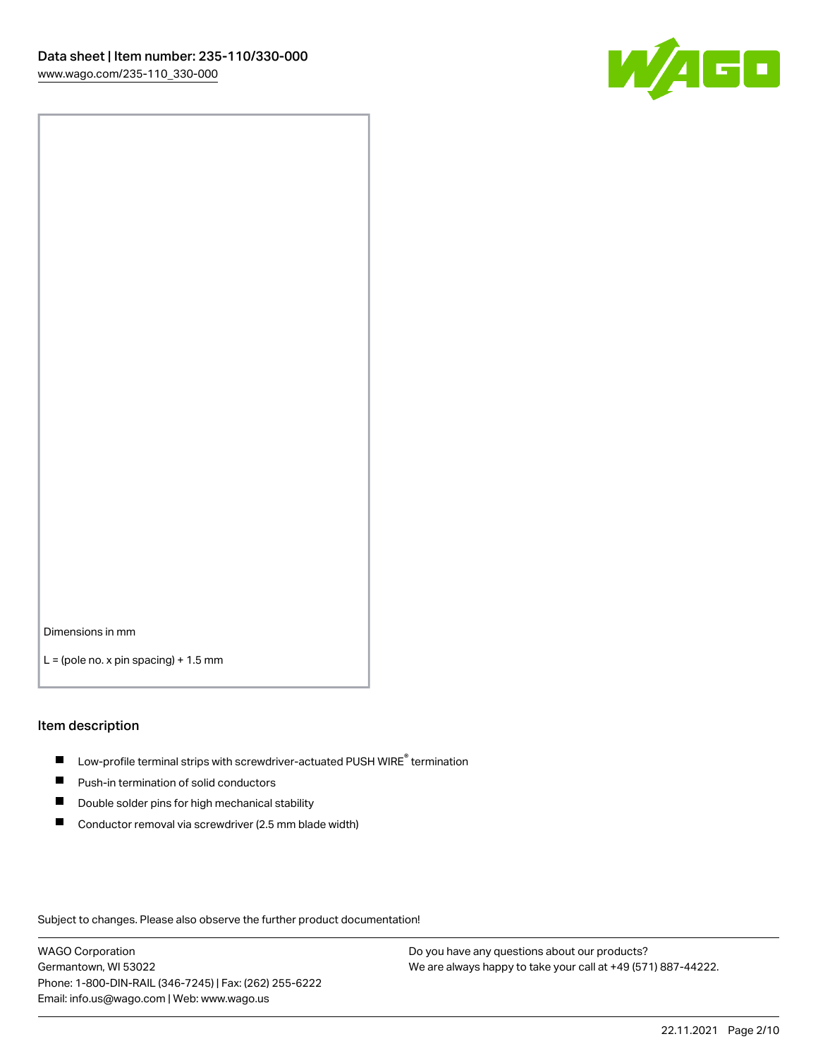Dimensions in mm

L = (pole no. x pin spacing) + 1.5 mm

## Item description

- Low-profile terminal strips with screwdriver-actuated PUSH WIRE® termination
- Push-in termination of solid conductors
- Double solder pins for high mechanical stability
- Conductor removal via screwdriver (2.5 mm blade width)

Subject to changes. Please also observe the further product documentation!

WAGO Corporation
Germantown, WI 53022
Phone: 1-800-DIN-RAIL (346-7245) | Fax: (262) 255-6222
Email: info.us@wago.com | Web: www.wago.us

Do you have any questions about our products?
We are always happy to take your call at +49 (571) 887-44222.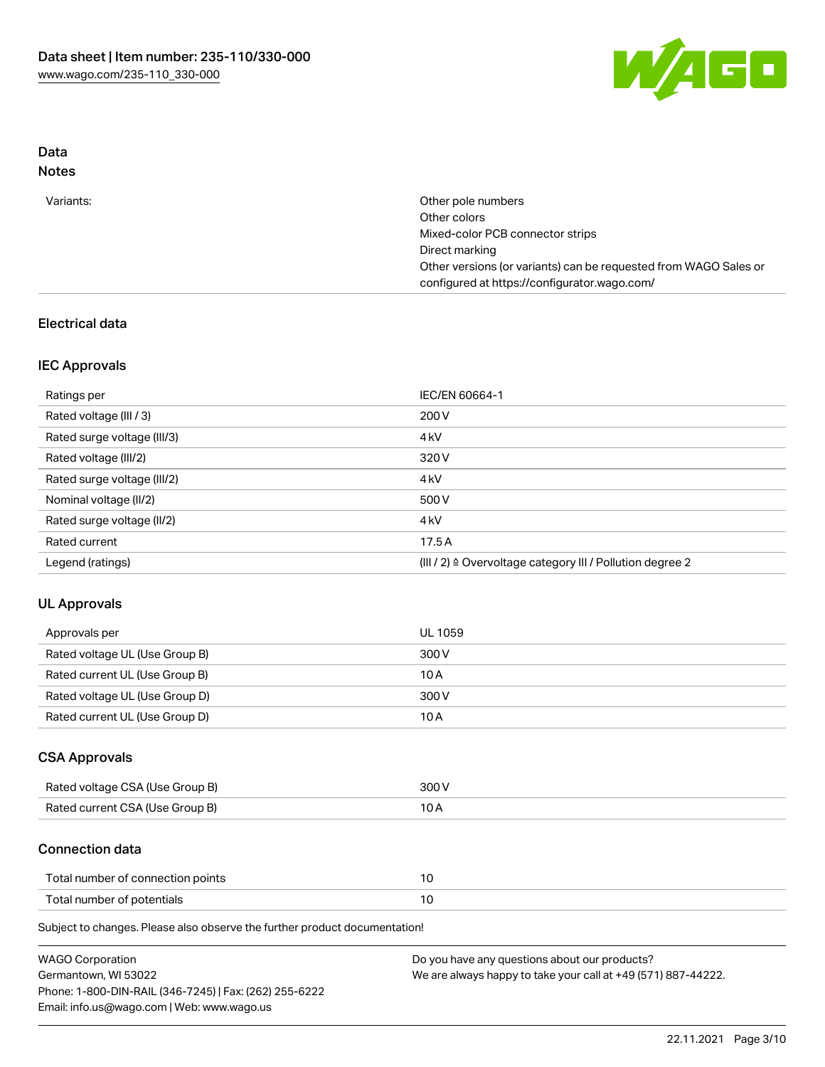## Data

### Notes

| | |
|---|---|
| Variants: | Other pole numbers<br>Other colors<br>Mixed-color PCB connector strips<br>Direct marking<br>Other versions (or variants) can be requested from WAGO Sales or configured at https://configurator.wago.com/ |

## Electrical data

### IEC Approvals

| | |
|---|---|
| Ratings per | IEC/EN 60664-1 |
| Rated voltage (III / 3) | 200 V |
| Rated surge voltage (III/3) | 4 kV |
| Rated voltage (III/2) | 320 V |
| Rated surge voltage (III/2) | 4 kV |
| Nominal voltage (II/2) | 500 V |
| Rated surge voltage (II/2) | 4 kV |
| Rated current | 17.5 A |
| Legend (ratings) | (III / 2) ≙ Overvoltage category III / Pollution degree 2 |

### UL Approvals

| | |
|---|---|
| Approvals per | UL 1059 |
| Rated voltage UL (Use Group B) | 300 V |
| Rated current UL (Use Group B) | 10 A |
| Rated voltage UL (Use Group D) | 300 V |
| Rated current UL (Use Group D) | 10 A |

### CSA Approvals

| | |
|---|---|
| Rated voltage CSA (Use Group B) | 300 V |
| Rated current CSA (Use Group B) | 10 A |

### Connection data

| | |
|---|---|
| Total number of connection points | 10 |
| Total number of potentials | 10 |

Subject to changes. Please also observe the further product documentation!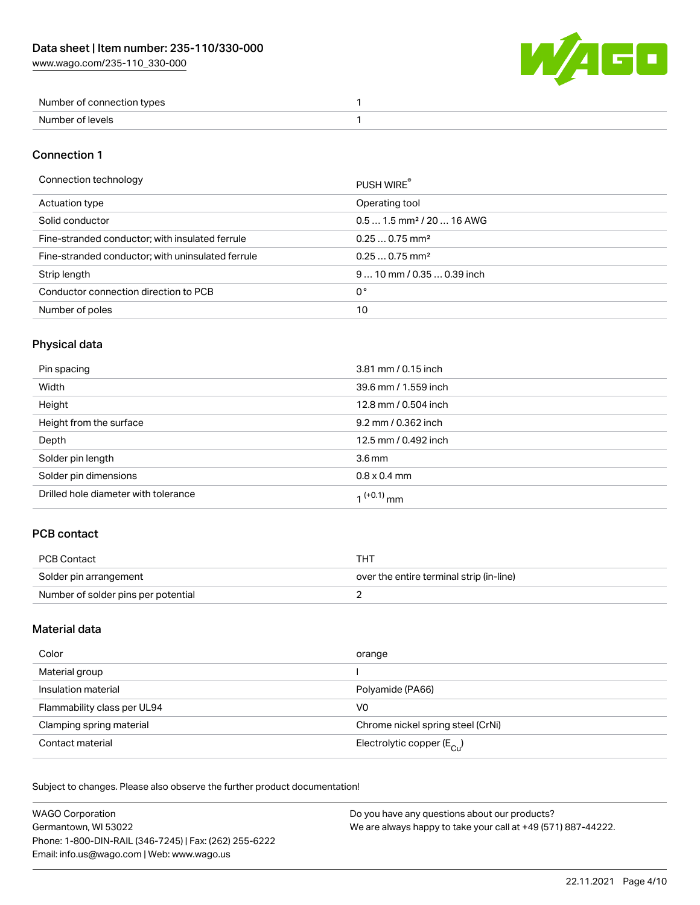| Number of connection types | 1 |
| --- | --- |
| Number of levels | 1 |

## Connection 1

| Connection technology | PUSH WIRE® |
| --- | --- |
| Actuation type | Operating tool |
| Solid conductor | 0.5 … 1.5 mm² / 20 … 16 AWG |
| Fine-stranded conductor; with insulated ferrule | 0.25 … 0.75 mm² |
| Fine-stranded conductor; with uninsulated ferrule | 0.25 … 0.75 mm² |
| Strip length | 9 … 10 mm / 0.35 … 0.39 inch |
| Conductor connection direction to PCB | 0 ° |
| Number of poles | 10 |

## Physical data

| Pin spacing | 3.81 mm / 0.15 inch |
| --- | --- |
| Width | 39.6 mm / 1.559 inch |
| Height | 12.8 mm / 0.504 inch |
| Height from the surface | 9.2 mm / 0.362 inch |
| Depth | 12.5 mm / 0.492 inch |
| Solder pin length | 3.6 mm |
| Solder pin dimensions | 0.8 x 0.4 mm |
| Drilled hole diameter with tolerance | $1^{(+0.1)}$ mm |

## PCB contact

| PCB Contact | THT |
| --- | --- |
| Solder pin arrangement | over the entire terminal strip (in-line) |
| Number of solder pins per potential | 2 |

## Material data

| Color | orange |
| --- | --- |
| Material group | I |
| Insulation material | Polyamide (PA66) |
| Flammability class per UL94 | V0 |
| Clamping spring material | Chrome nickel spring steel (CrNi) |
| Contact material | Electrolytic copper ($E_{Cu}$) |

Subject to changes. Please also observe the further product documentation!

WAGO Corporation
Germantown, WI 53022
Phone: 1-800-DIN-RAIL (346-7245) | Fax: (262) 255-6222
Email: info.us@wago.com | Web: www.wago.us

Do you have any questions about our products?
We are always happy to take your call at +49 (571) 887-44222.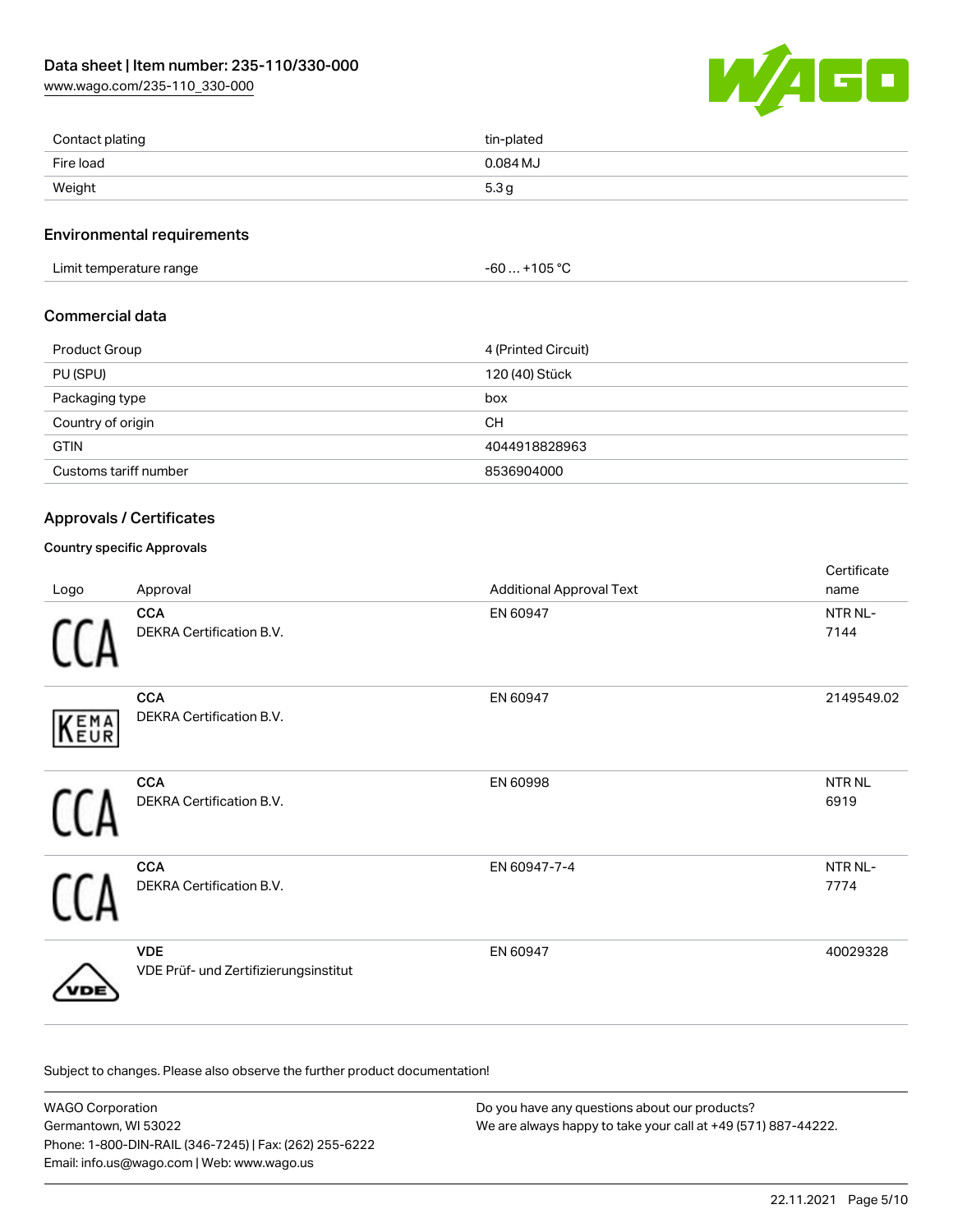| | |
|---|---|
| Contact plating | tin-plated |
| Fire load | 0.084 MJ |
| Weight | 5.3 g |

## Environmental requirements

| | |
|---|---|
| Limit temperature range | -60 … +105 °C |

## Commercial data

| | |
|---|---|
| Product Group | 4 (Printed Circuit) |
| PU (SPU) | 120 (40) Stück |
| Packaging type | box |
| Country of origin | CH |
| GTIN | 4044918828963 |
| Customs tariff number | 8536904000 |

## Approvals / Certificates

### Country specific Approvals

| Logo | Approval | Additional Approval Text | Certificate name |
|---|---|---|---|
| | **CCA**<br>DEKRA Certification B.V. | EN 60947 | NTR NL-7144 |
| | **CCA**<br>DEKRA Certification B.V. | EN 60947 | 2149549.02 |
| | **CCA**<br>DEKRA Certification B.V. | EN 60998 | NTR NL 6919 |
| | **CCA**<br>DEKRA Certification B.V. | EN 60947-7-4 | NTR NL-7774 |
| | **VDE**<br>VDE Prüf- und Zertifizierungsinstitut | EN 60947 | 40029328 |

Subject to changes. Please also observe the further product documentation!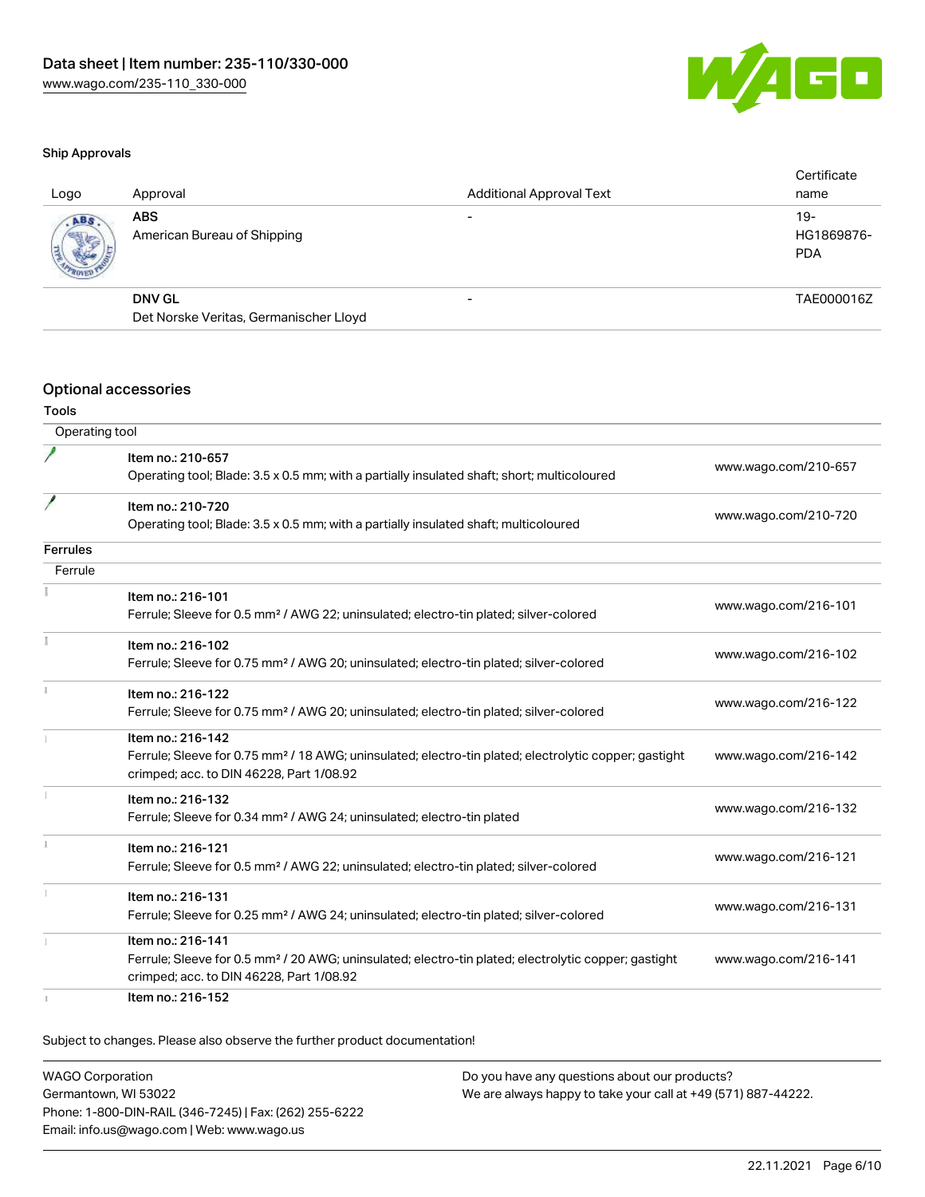### Ship Approvals

| Logo | Approval | Additional Approval Text | Certificate name |
|---|---|---|---|
| | **ABS**<br>American Bureau of Shipping | - | 19-HG1869876-PDA |
| | **DNV GL**<br>Det Norske Veritas, Germanischer Lloyd | - | TAE000016Z |

## Optional accessories

### Tools

| Operating tool | | |
|---|---|---|
| | Item no.: 210-657<br>Operating tool; Blade: 3.5 x 0.5 mm; with a partially insulated shaft; short; multicoloured | www.wago.com/210-657 |
| | Item no.: 210-720<br>Operating tool; Blade: 3.5 x 0.5 mm; with a partially insulated shaft; multicoloured | www.wago.com/210-720 |

### Ferrules

| Ferrule | | |
|---|---|---|
| | Item no.: 216-101<br>Ferrule; Sleeve for 0.5 mm² / AWG 22; uninsulated; electro-tin plated; silver-colored | www.wago.com/216-101 |
| | Item no.: 216-102<br>Ferrule; Sleeve for 0.75 mm² / AWG 20; uninsulated; electro-tin plated; silver-colored | www.wago.com/216-102 |
| | Item no.: 216-122<br>Ferrule; Sleeve for 0.75 mm² / AWG 20; uninsulated; electro-tin plated; silver-colored | www.wago.com/216-122 |
| | Item no.: 216-142<br>Ferrule; Sleeve for 0.75 mm² / 18 AWG; uninsulated; electro-tin plated; electrolytic copper; gastight crimped; acc. to DIN 46228, Part 1/08.92 | www.wago.com/216-142 |
| | Item no.: 216-132<br>Ferrule; Sleeve for 0.34 mm² / AWG 24; uninsulated; electro-tin plated | www.wago.com/216-132 |
| | Item no.: 216-121<br>Ferrule; Sleeve for 0.5 mm² / AWG 22; uninsulated; electro-tin plated; silver-colored | www.wago.com/216-121 |
| | Item no.: 216-131<br>Ferrule; Sleeve for 0.25 mm² / AWG 24; uninsulated; electro-tin plated; silver-colored | www.wago.com/216-131 |
| | Item no.: 216-141<br>Ferrule; Sleeve for 0.5 mm² / 20 AWG; uninsulated; electro-tin plated; electrolytic copper; gastight crimped; acc. to DIN 46228, Part 1/08.92 | www.wago.com/216-141 |
| | Item no.: 216-152 | |

Subject to changes. Please also observe the further product documentation!

WAGO Corporation
Germantown, WI 53022
Phone: 1-800-DIN-RAIL (346-7245) | Fax: (262) 255-6222
Email: info.us@wago.com | Web: www.wago.us

Do you have any questions about our products?
We are always happy to take your call at +49 (571) 887-44222.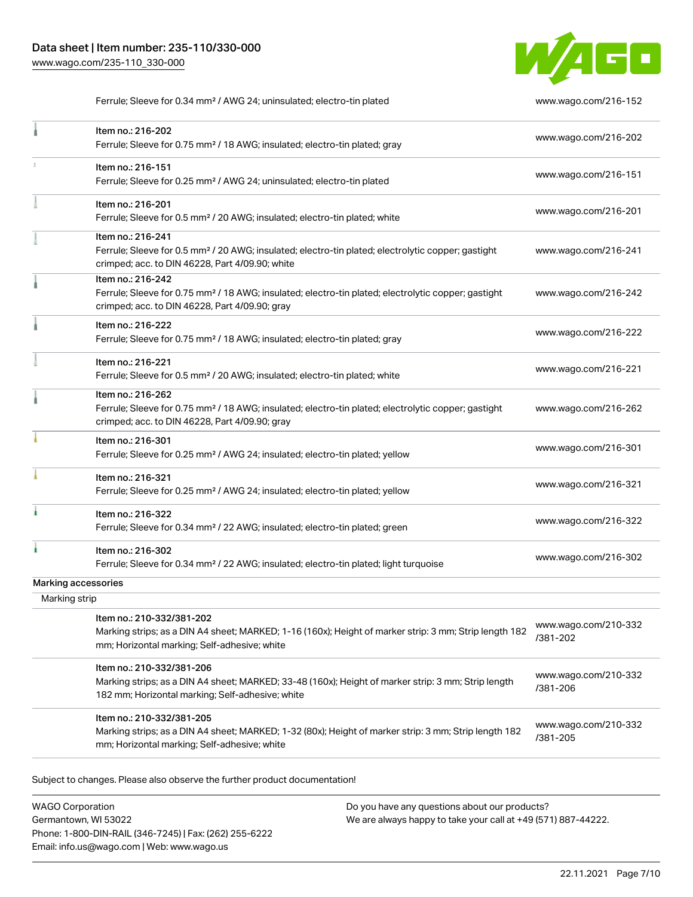| | Ferrule; Sleeve for 0.34 mm² / AWG 24; uninsulated; electro-tin plated | www.wago.com/216-152 |
|---|---|---|
| | Item no.: 216-202<br>Ferrule; Sleeve for 0.75 mm² / 18 AWG; insulated; electro-tin plated; gray | www.wago.com/216-202 |
| | Item no.: 216-151<br>Ferrule; Sleeve for 0.25 mm² / AWG 24; uninsulated; electro-tin plated | www.wago.com/216-151 |
| | Item no.: 216-201<br>Ferrule; Sleeve for 0.5 mm² / 20 AWG; insulated; electro-tin plated; white | www.wago.com/216-201 |
| | Item no.: 216-241<br>Ferrule; Sleeve for 0.5 mm² / 20 AWG; insulated; electro-tin plated; electrolytic copper; gastight crimped; acc. to DIN 46228, Part 4/09.90; white | www.wago.com/216-241 |
| | Item no.: 216-242<br>Ferrule; Sleeve for 0.75 mm² / 18 AWG; insulated; electro-tin plated; electrolytic copper; gastight crimped; acc. to DIN 46228, Part 4/09.90; gray | www.wago.com/216-242 |
| | Item no.: 216-222<br>Ferrule; Sleeve for 0.75 mm² / 18 AWG; insulated; electro-tin plated; gray | www.wago.com/216-222 |
| | Item no.: 216-221<br>Ferrule; Sleeve for 0.5 mm² / 20 AWG; insulated; electro-tin plated; white | www.wago.com/216-221 |
| | Item no.: 216-262<br>Ferrule; Sleeve for 0.75 mm² / 18 AWG; insulated; electro-tin plated; electrolytic copper; gastight crimped; acc. to DIN 46228, Part 4/09.90; gray | www.wago.com/216-262 |
| | Item no.: 216-301<br>Ferrule; Sleeve for 0.25 mm² / AWG 24; insulated; electro-tin plated; yellow | www.wago.com/216-301 |
| | Item no.: 216-321<br>Ferrule; Sleeve for 0.25 mm² / AWG 24; insulated; electro-tin plated; yellow | www.wago.com/216-321 |
| | Item no.: 216-322<br>Ferrule; Sleeve for 0.34 mm² / 22 AWG; insulated; electro-tin plated; green | www.wago.com/216-322 |
| | Item no.: 216-302<br>Ferrule; Sleeve for 0.34 mm² / 22 AWG; insulated; electro-tin plated; light turquoise | www.wago.com/216-302 |

Marking accessories

Marking strip

| | Item no.: 210-332/381-202<br>Marking strips; as a DIN A4 sheet; MARKED; 1-16 (160x); Height of marker strip: 3 mm; Strip length 182 mm; Horizontal marking; Self-adhesive; white | www.wago.com/210-332/381-202 |
|---|---|---|
| | Item no.: 210-332/381-206<br>Marking strips; as a DIN A4 sheet; MARKED; 33-48 (160x); Height of marker strip: 3 mm; Strip length 182 mm; Horizontal marking; Self-adhesive; white | www.wago.com/210-332/381-206 |
| | Item no.: 210-332/381-205<br>Marking strips; as a DIN A4 sheet; MARKED; 1-32 (80x); Height of marker strip: 3 mm; Strip length 182 mm; Horizontal marking; Self-adhesive; white | www.wago.com/210-332/381-205 |

Subject to changes. Please also observe the further product documentation!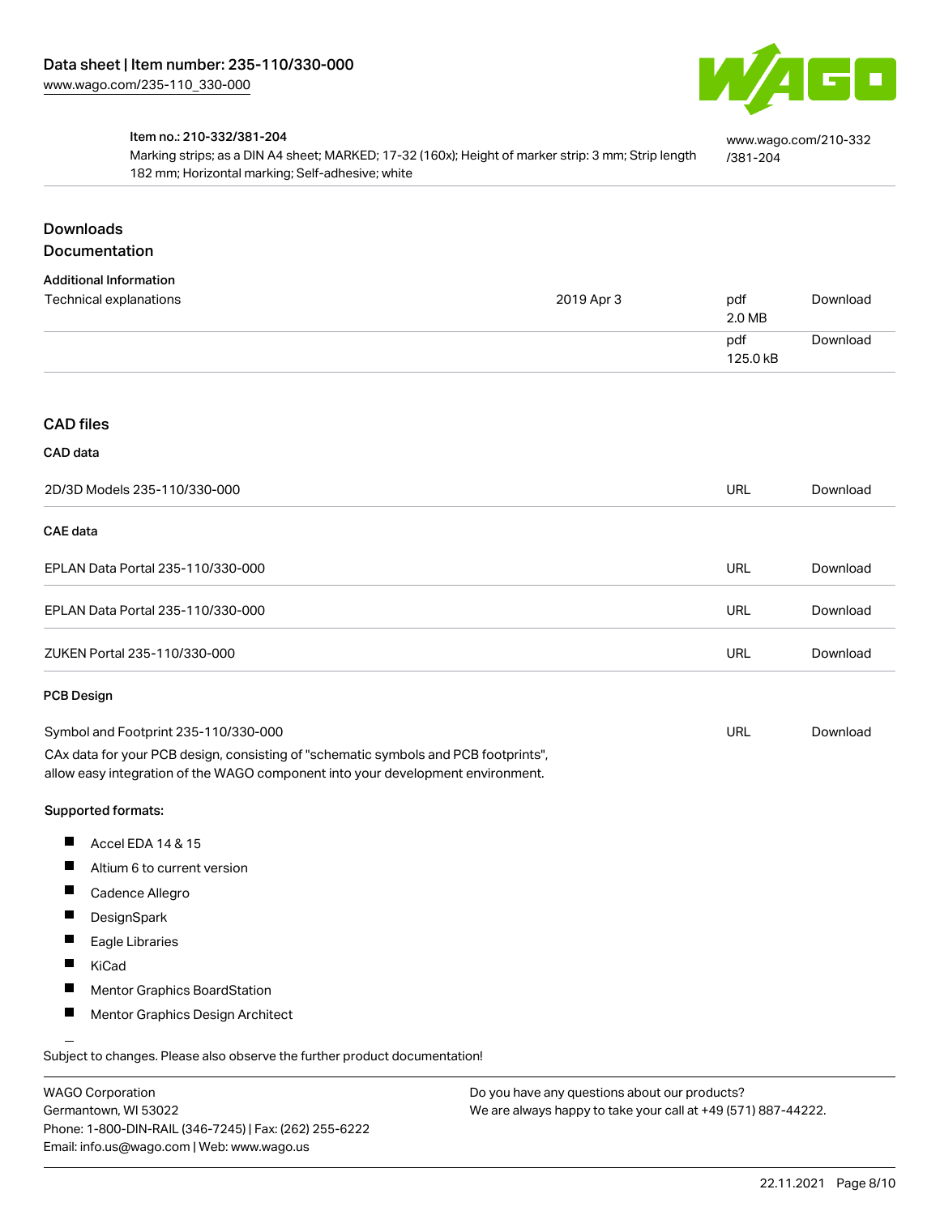| Item no.: 210-332/381-204<br>Marking strips; as a DIN A4 sheet; MARKED; 17-32 (160x); Height of marker strip: 3 mm; Strip length 182 mm; Horizontal marking; Self-adhesive; white | www.wago.com/210-332/381-204 |
| --- | --- |

## Downloads
## Documentation

### Additional Information

| | | | |
| --- | --- | --- | --- |
| Technical explanations | 2019 Apr 3 | pdf<br>2.0 MB | Download |
| | | pdf<br>125.0 kB | Download |

## CAD files

### CAD data

| | | |
| --- | --- | --- |
| 2D/3D Models 235-110/330-000 | URL | Download |

### CAE data

| | | |
| --- | --- | --- |
| EPLAN Data Portal 235-110/330-000 | URL | Download |
| EPLAN Data Portal 235-110/330-000 | URL | Download |
| ZUKEN Portal 235-110/330-000 | URL | Download |

### PCB Design

| | | |
| --- | --- | --- |
| Symbol and Footprint 235-110/330-000 | URL | Download |

CAx data for your PCB design, consisting of "schematic symbols and PCB footprints", allow easy integration of the WAGO component into your development environment.

**Supported formats:**

- Accel EDA 14 & 15
- Altium 6 to current version
- Cadence Allegro
- DesignSpark
- Eagle Libraries
- KiCad
- Mentor Graphics BoardStation
- Mentor Graphics Design Architect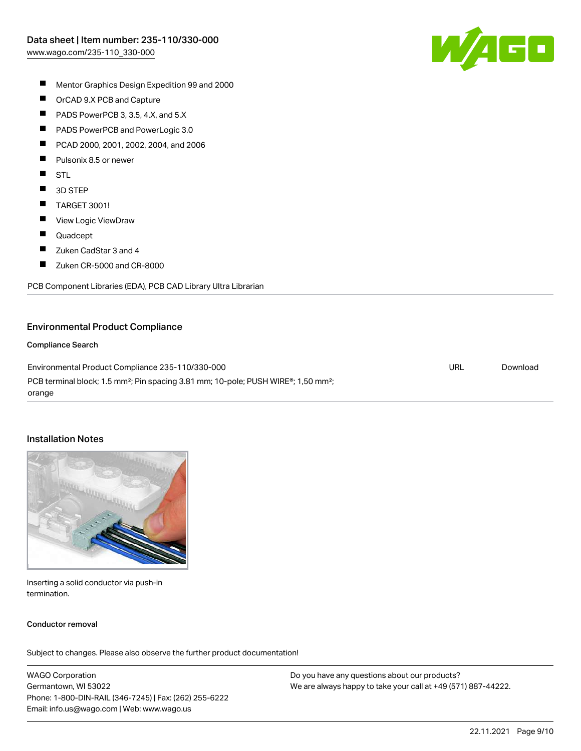- Mentor Graphics Design Expedition 99 and 2000
- OrCAD 9.X PCB and Capture
- PADS PowerPCB 3, 3.5, 4.X, and 5.X
- PADS PowerPCB and PowerLogic 3.0
- PCAD 2000, 2001, 2002, 2004, and 2006
- Pulsonix 8.5 or newer
- STL
- 3D STEP
- TARGET 3001!
- View Logic ViewDraw
- Quadcept
- Zuken CadStar 3 and 4
- Zuken CR-5000 and CR-8000

PCB Component Libraries (EDA), PCB CAD Library Ultra Librarian

## Environmental Product Compliance

### Compliance Search

| | | |
|---|---|---|
| Environmental Product Compliance 235-110/330-000<br>PCB terminal block; 1.5 mm²; Pin spacing 3.81 mm; 10-pole; PUSH WIRE®; 1,50 mm²; orange | URL | Download |

## Installation Notes

Inserting a solid conductor via push-in termination.

### Conductor removal

Subject to changes. Please also observe the further product documentation!

WAGO Corporation
Germantown, WI 53022
Phone: 1-800-DIN-RAIL (346-7245) | Fax: (262) 255-6222
Email: info.us@wago.com | Web: www.wago.us

Do you have any questions about our products?
We are always happy to take your call at +49 (571) 887-44222.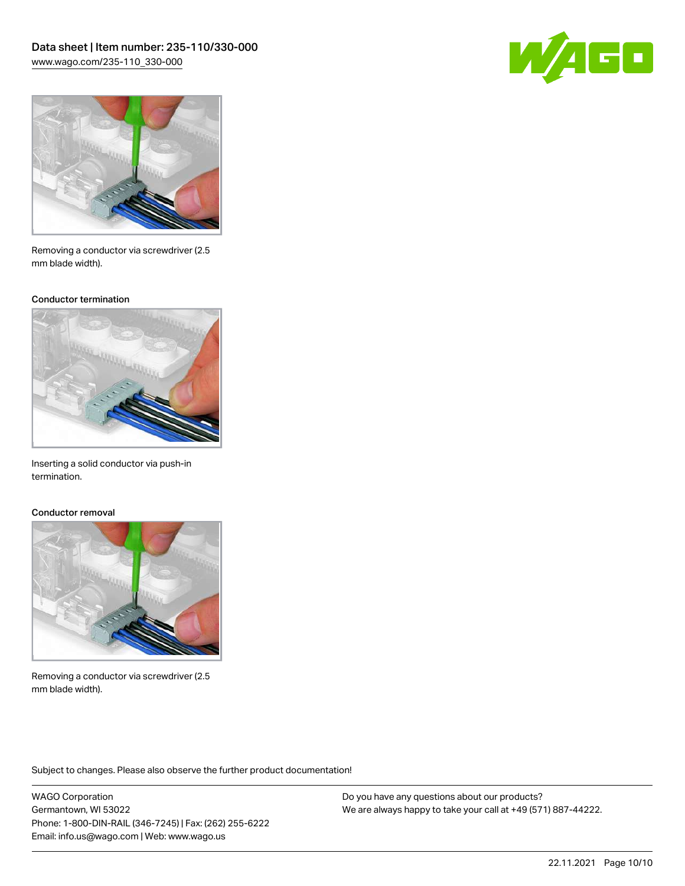Removing a conductor via screwdriver (2.5 mm blade width).

Conductor termination

Inserting a solid conductor via push-in termination.

Conductor removal

Removing a conductor via screwdriver (2.5 mm blade width).

Subject to changes. Please also observe the further product documentation!

WAGO Corporation
Germantown, WI 53022
Phone: 1-800-DIN-RAIL (346-7245) | Fax: (262) 255-6222
Email: info.us@wago.com | Web: www.wago.us

Do you have any questions about our products?
We are always happy to take your call at +49 (571) 887-44222.